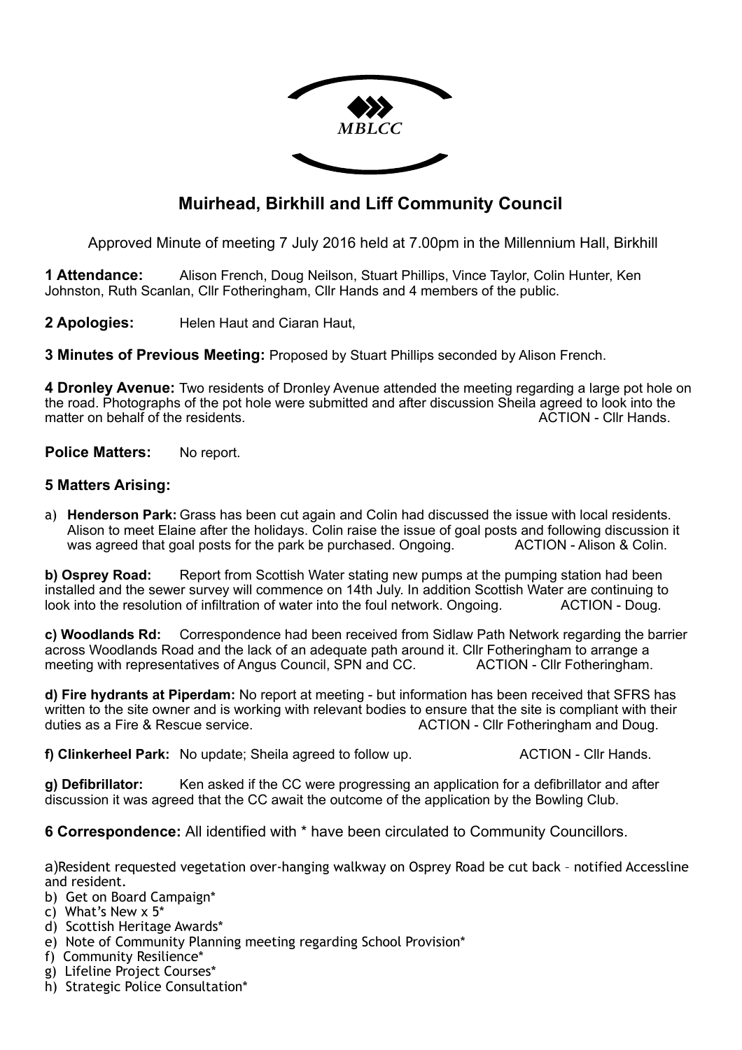MBLCC

# Muirhead, Birkhill and Liff Community Council

Approved Minute of meeting 7 July 2016 held at 7.00pm in the Millennium Hall, Birkhill

**1 Attendance:** Alison French, Doug Neilson, Stuart Phillips, Vince Taylor, Colin Hunter, Ken Johnston, Ruth Scanlan, Cllr Fotheringham, Cllr Hands and 4 members of the public.

**2 Apologies:** Helen Haut and Ciaran Haut,

**3 Minutes of Previous Meeting:** Proposed by Stuart Phillips seconded by Alison French.

**4 Dronley Avenue:** Two residents of Dronley Avenue attended the meeting regarding a large pot hole on the road. Photographs of the pot hole were submitted and after discussion Sheila agreed to look into the matter on behalf of the residents. ACTION - Cllr Hands.

**Police Matters:** No report.

**5 Matters Arising:**

a) **Henderson Park:** Grass has been cut again and Colin had discussed the issue with local residents. Alison to meet Elaine after the holidays. Colin raise the issue of goal posts and following discussion it was agreed that goal posts for the park be purchased. Ongoing. ACTION - Alison & Colin.

**b) Osprey Road:** Report from Scottish Water stating new pumps at the pumping station had been installed and the sewer survey will commence on 14th July. In addition Scottish Water are continuing to look into the resolution of infiltration of water into the foul network. Ongoing. ACTION - Doug.

**c) Woodlands Rd:** Correspondence had been received from Sidlaw Path Network regarding the barrier across Woodlands Road and the lack of an adequate path around it. Cllr Fotheringham to arrange a meeting with representatives of Angus Council, SPN and CC. ACTION - Cllr Fotheringham.

**d) Fire hydrants at Piperdam:** No report at meeting - but information has been received that SFRS has written to the site owner and is working with relevant bodies to ensure that the site is compliant with their duties as a Fire & Rescue service. ACTION - Cllr Fotheringham and Doug.

**f) Clinkerheel Park:** No update; Sheila agreed to follow up. ACTION - Cllr Hands.

**g) Defibrillator:** Ken asked if the CC were progressing an application for a defibrillator and after discussion it was agreed that the CC await the outcome of the application by the Bowling Club.

**6 Correspondence:** All identified with * have been circulated to Community Councillors.

a) Resident requested vegetation over-hanging walkway on Osprey Road be cut back – notified Accessline and resident.
b) Get on Board Campaign*
c) What's New x 5*
d) Scottish Heritage Awards*
e) Note of Community Planning meeting regarding School Provision*
f) Community Resilience*
g) Lifeline Project Courses*
h) Strategic Police Consultation*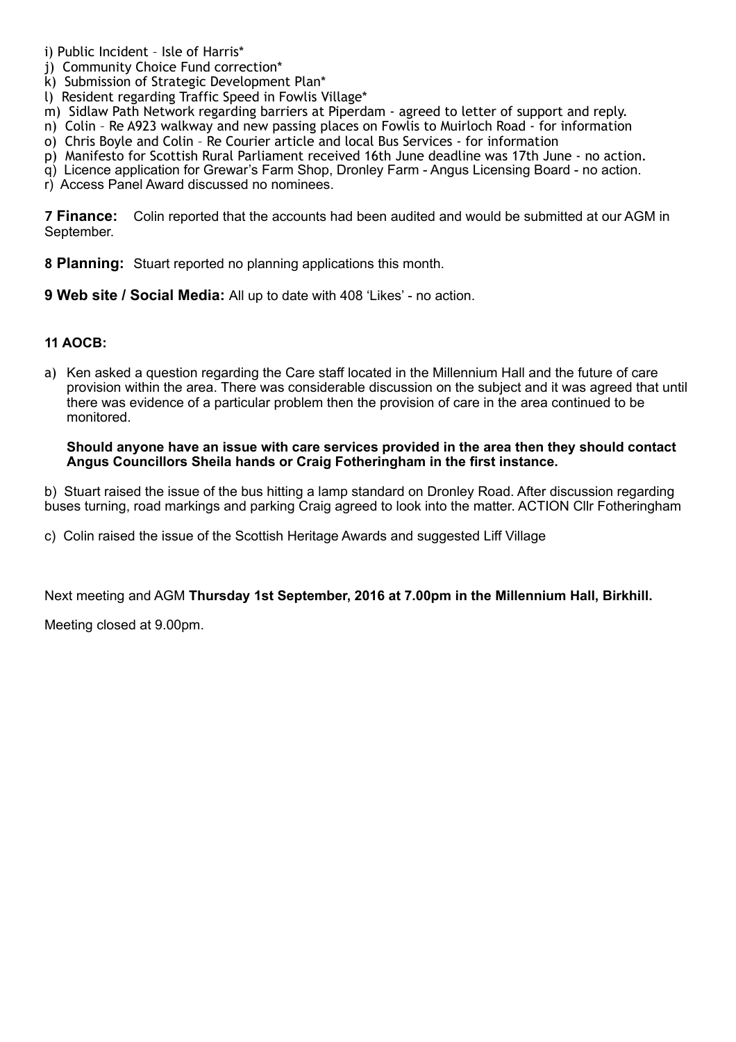i) Public Incident – Isle of Harris*
j) Community Choice Fund correction*
k) Submission of Strategic Development Plan*
l) Resident regarding Traffic Speed in Fowlis Village*
m) Sidlaw Path Network regarding barriers at Piperdam - agreed to letter of support and reply.
n) Colin – Re A923 walkway and new passing places on Fowlis to Muirloch Road - for information
o) Chris Boyle and Colin – Re Courier article and local Bus Services - for information
p) Manifesto for Scottish Rural Parliament received 16th June deadline was 17th June - no action.
q) Licence application for Grewar's Farm Shop, Dronley Farm - Angus Licensing Board - no action.
r) Access Panel Award discussed no nominees.

**7 Finance:** Colin reported that the accounts had been audited and would be submitted at our AGM in September.

**8 Planning:** Stuart reported no planning applications this month.

**9 Web site / Social Media:** All up to date with 408 'Likes' - no action.

**11 AOCB:**

a) Ken asked a question regarding the Care staff located in the Millennium Hall and the future of care provision within the area. There was considerable discussion on the subject and it was agreed that until there was evidence of a particular problem then the provision of care in the area continued to be monitored.

**Should anyone have an issue with care services provided in the area then they should contact Angus Councillors Sheila hands or Craig Fotheringham in the first instance.**

b) Stuart raised the issue of the bus hitting a lamp standard on Dronley Road. After discussion regarding buses turning, road markings and parking Craig agreed to look into the matter. ACTION Cllr Fotheringham

c) Colin raised the issue of the Scottish Heritage Awards and suggested Liff Village

Next meeting and AGM **Thursday 1st September, 2016 at 7.00pm in the Millennium Hall, Birkhill.**

Meeting closed at 9.00pm.